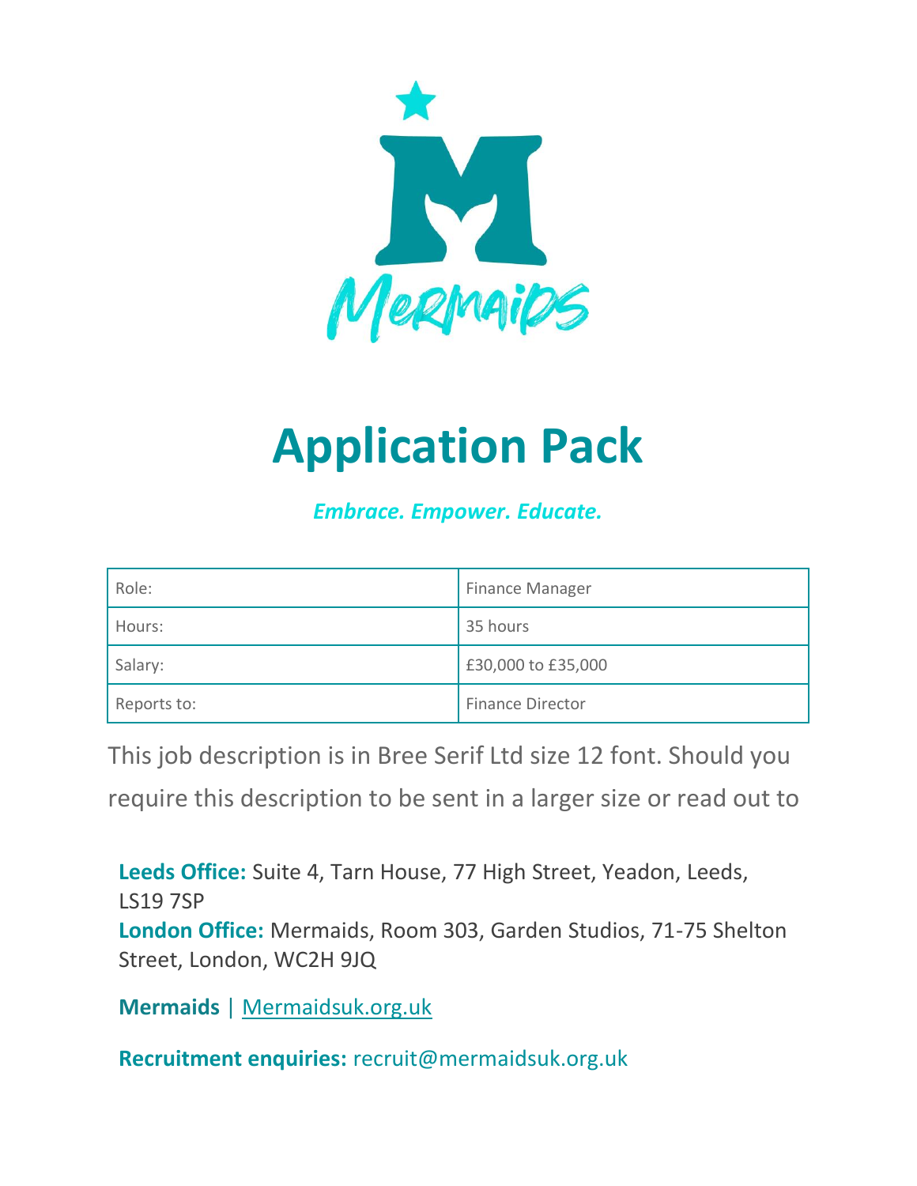# Application Pack

*Embrace. Empower. Educate.*

| Role: | Finance Manager |
| --- | --- |
| Hours: | 35 hours |
| Salary: | £30,000 to £35,000 |
| Reports to: | Finance Director |

This job description is in Bree Serif Ltd size 12 font. Should you require this description to be sent in a larger size or read out to

**Leeds Office:** Suite 4, Tarn House, 77 High Street, Yeadon, Leeds, LS19 7SP
**London Office:** Mermaids, Room 303, Garden Studios, 71-75 Shelton Street, London, WC2H 9JQ

**Mermaids** | Mermaidsuk.org.uk

**Recruitment enquiries:** recruit@mermaidsuk.org.uk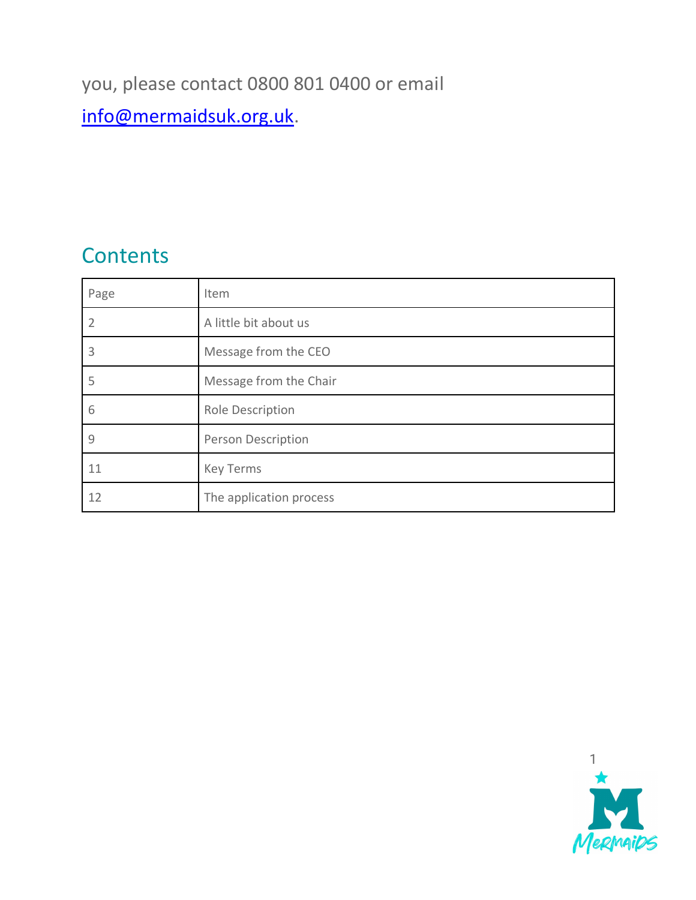you, please contact 0800 801 0400 or email [info@mermaidsuk.org.uk](mailto:info@mermaidsuk.org.uk).

## Contents

| Page | Item |
|---|---|
| 2 | A little bit about us |
| 3 | Message from the CEO |
| 5 | Message from the Chair |
| 6 | Role Description |
| 9 | Person Description |
| 11 | Key Terms |
| 12 | The application process |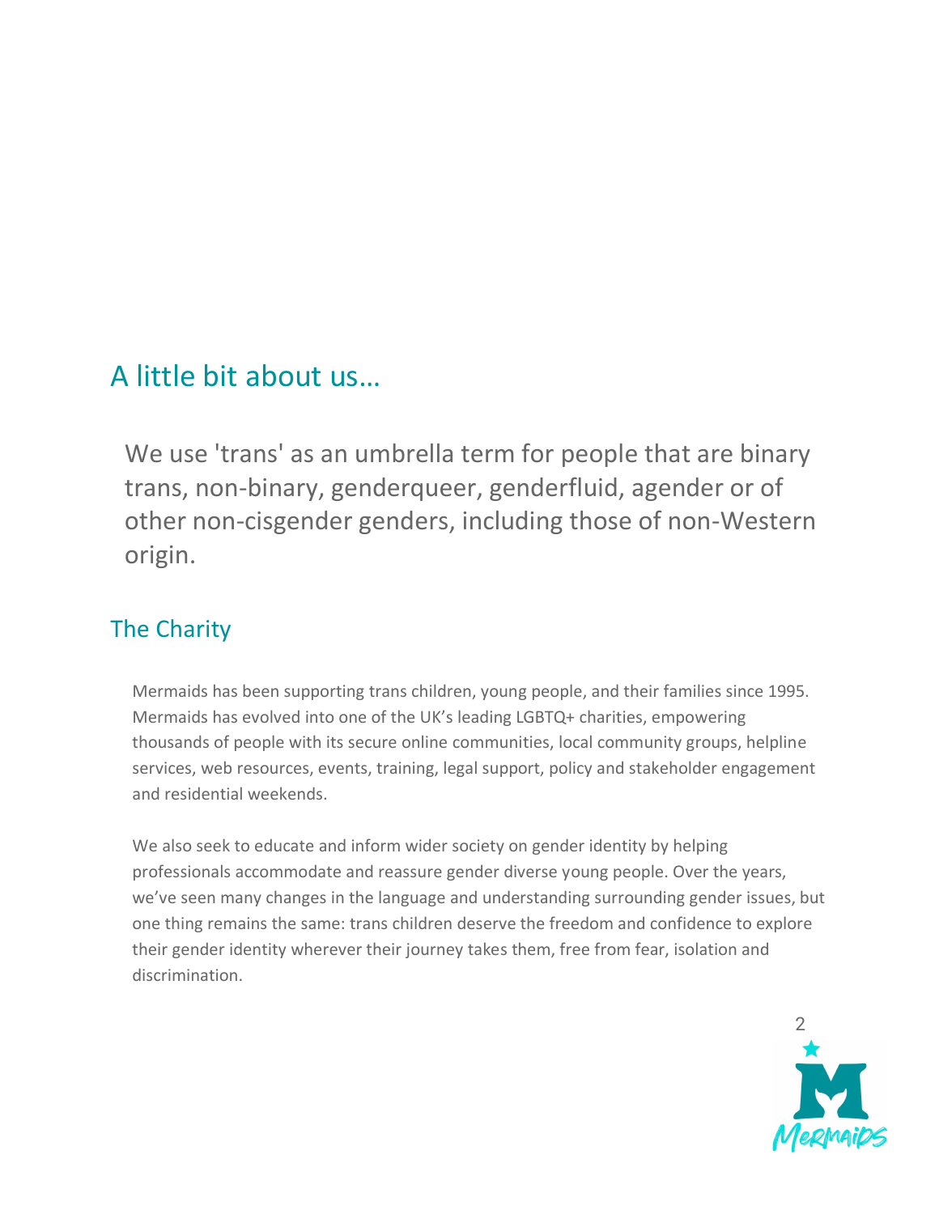# A little bit about us…

We use 'trans' as an umbrella term for people that are binary trans, non-binary, genderqueer, genderfluid, agender or of other non-cisgender genders, including those of non-Western origin.

## The Charity

Mermaids has been supporting trans children, young people, and their families since 1995. Mermaids has evolved into one of the UK's leading LGBTQ+ charities, empowering thousands of people with its secure online communities, local community groups, helpline services, web resources, events, training, legal support, policy and stakeholder engagement and residential weekends.

We also seek to educate and inform wider society on gender identity by helping professionals accommodate and reassure gender diverse young people. Over the years, we've seen many changes in the language and understanding surrounding gender issues, but one thing remains the same: trans children deserve the freedom and confidence to explore their gender identity wherever their journey takes them, free from fear, isolation and discrimination.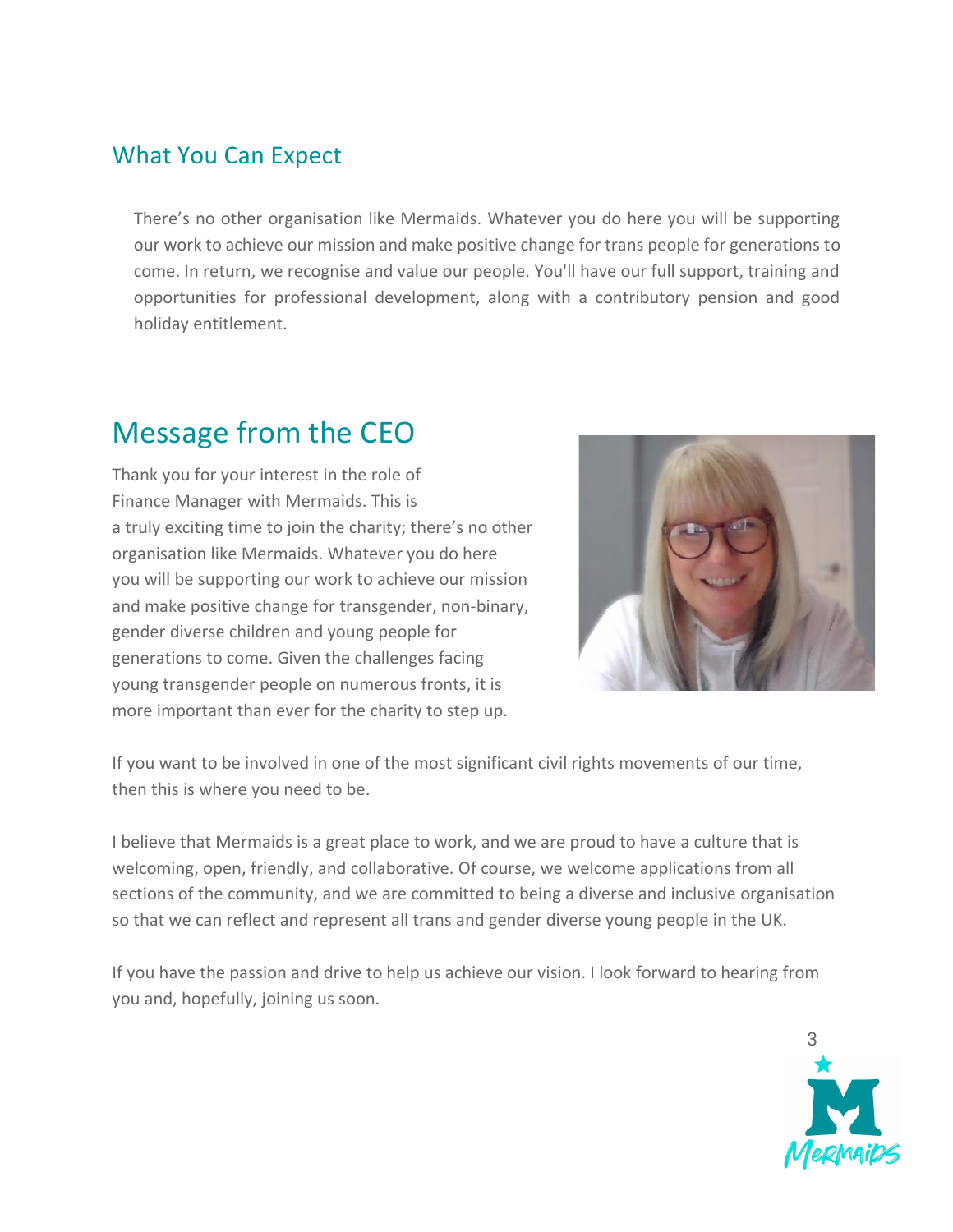## What You Can Expect

There's no other organisation like Mermaids. Whatever you do here you will be supporting our work to achieve our mission and make positive change for trans people for generations to come. In return, we recognise and value our people. You'll have our full support, training and opportunities for professional development, along with a contributory pension and good holiday entitlement.

# Message from the CEO

Thank you for your interest in the role of Finance Manager with Mermaids. This is a truly exciting time to join the charity; there's no other organisation like Mermaids. Whatever you do here you will be supporting our work to achieve our mission and make positive change for transgender, non-binary, gender diverse children and young people for generations to come. Given the challenges facing young transgender people on numerous fronts, it is more important than ever for the charity to step up.

If you want to be involved in one of the most significant civil rights movements of our time, then this is where you need to be.

I believe that Mermaids is a great place to work, and we are proud to have a culture that is welcoming, open, friendly, and collaborative. Of course, we welcome applications from all sections of the community, and we are committed to being a diverse and inclusive organisation so that we can reflect and represent all trans and gender diverse young people in the UK.

If you have the passion and drive to help us achieve our vision. I look forward to hearing from you and, hopefully, joining us soon.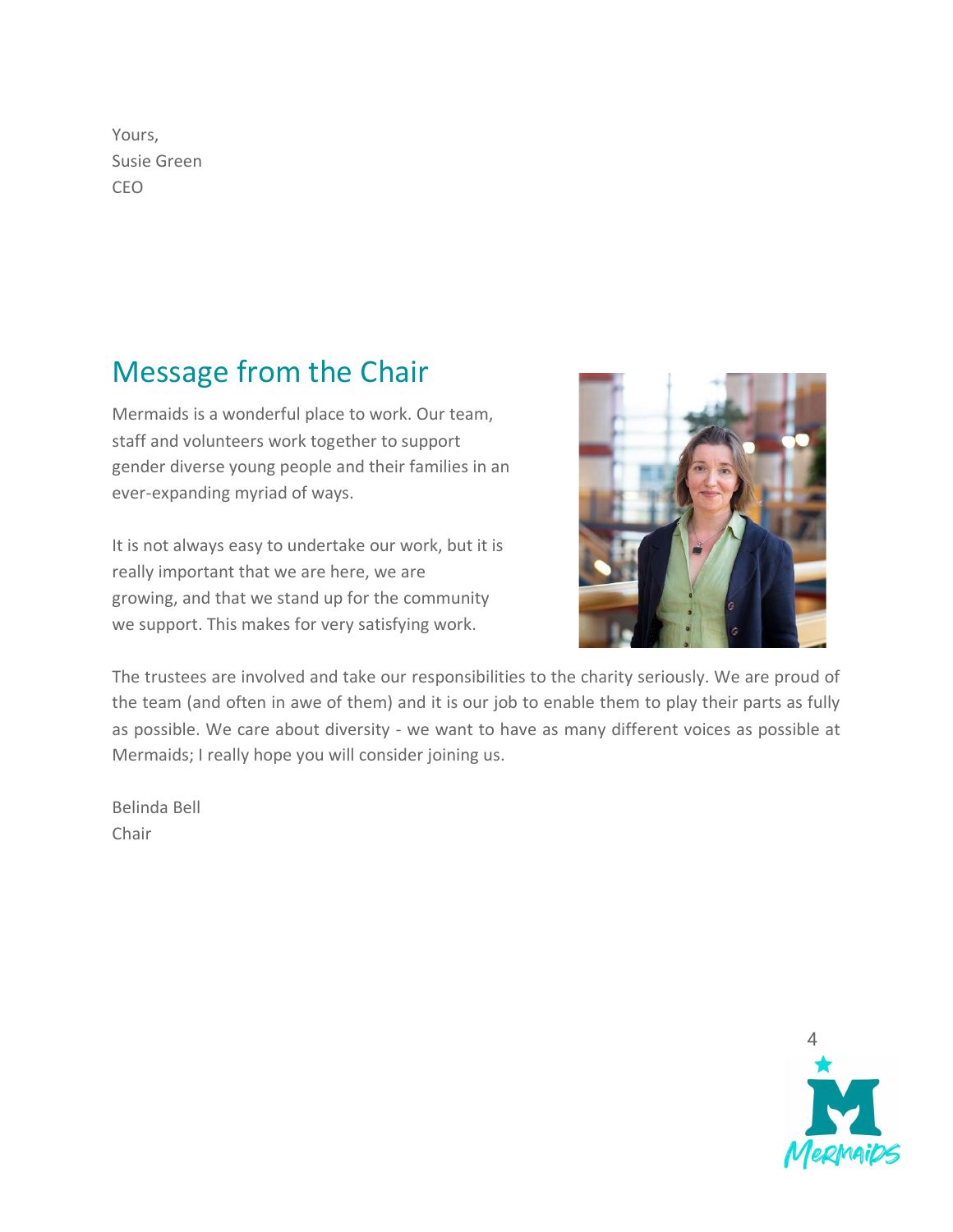Yours,
Susie Green
CEO

## Message from the Chair

Mermaids is a wonderful place to work. Our team, staff and volunteers work together to support gender diverse young people and their families in an ever-expanding myriad of ways.

It is not always easy to undertake our work, but it is really important that we are here, we are growing, and that we stand up for the community we support. This makes for very satisfying work.

The trustees are involved and take our responsibilities to the charity seriously. We are proud of the team (and often in awe of them) and it is our job to enable them to play their parts as fully as possible. We care about diversity - we want to have as many different voices as possible at Mermaids; I really hope you will consider joining us.

Belinda Bell
Chair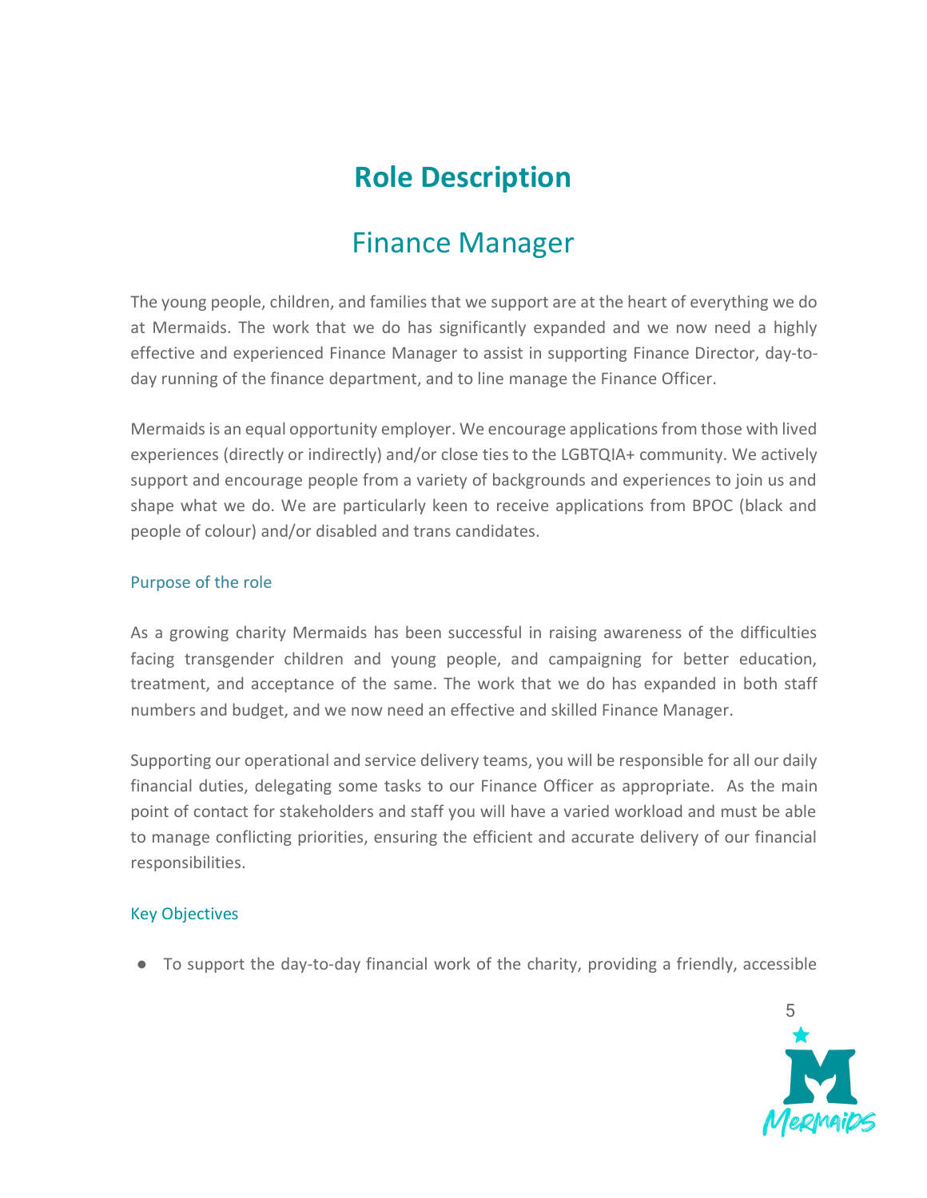# Role Description

## Finance Manager

The young people, children, and families that we support are at the heart of everything we do at Mermaids. The work that we do has significantly expanded and we now need a highly effective and experienced Finance Manager to assist in supporting Finance Director, day-to-day running of the finance department, and to line manage the Finance Officer.

Mermaids is an equal opportunity employer. We encourage applications from those with lived experiences (directly or indirectly) and/or close ties to the LGBTQIA+ community. We actively support and encourage people from a variety of backgrounds and experiences to join us and shape what we do. We are particularly keen to receive applications from BPOC (black and people of colour) and/or disabled and trans candidates.

### Purpose of the role

As a growing charity Mermaids has been successful in raising awareness of the difficulties facing transgender children and young people, and campaigning for better education, treatment, and acceptance of the same. The work that we do has expanded in both staff numbers and budget, and we now need an effective and skilled Finance Manager.

Supporting our operational and service delivery teams, you will be responsible for all our daily financial duties, delegating some tasks to our Finance Officer as appropriate. As the main point of contact for stakeholders and staff you will have a varied workload and must be able to manage conflicting priorities, ensuring the efficient and accurate delivery of our financial responsibilities.

### Key Objectives

- To support the day-to-day financial work of the charity, providing a friendly, accessible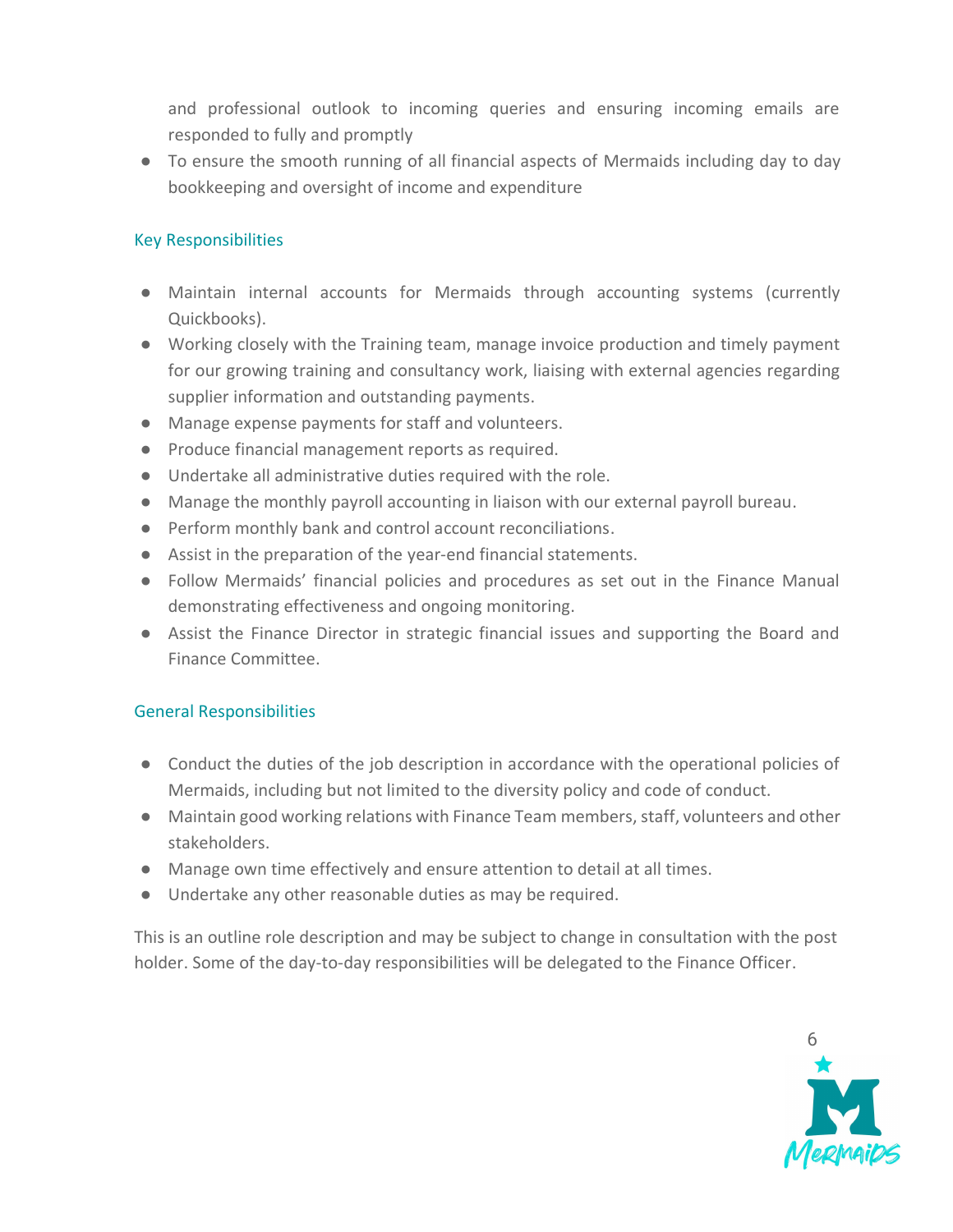- and professional outlook to incoming queries and ensuring incoming emails are responded to fully and promptly
- To ensure the smooth running of all financial aspects of Mermaids including day to day bookkeeping and oversight of income and expenditure

### Key Responsibilities

- Maintain internal accounts for Mermaids through accounting systems (currently Quickbooks).
- Working closely with the Training team, manage invoice production and timely payment for our growing training and consultancy work, liaising with external agencies regarding supplier information and outstanding payments.
- Manage expense payments for staff and volunteers.
- Produce financial management reports as required.
- Undertake all administrative duties required with the role.
- Manage the monthly payroll accounting in liaison with our external payroll bureau.
- Perform monthly bank and control account reconciliations.
- Assist in the preparation of the year-end financial statements.
- Follow Mermaids' financial policies and procedures as set out in the Finance Manual demonstrating effectiveness and ongoing monitoring.
- Assist the Finance Director in strategic financial issues and supporting the Board and Finance Committee.

### General Responsibilities

- Conduct the duties of the job description in accordance with the operational policies of Mermaids, including but not limited to the diversity policy and code of conduct.
- Maintain good working relations with Finance Team members, staff, volunteers and other stakeholders.
- Manage own time effectively and ensure attention to detail at all times.
- Undertake any other reasonable duties as may be required.

This is an outline role description and may be subject to change in consultation with the post holder. Some of the day-to-day responsibilities will be delegated to the Finance Officer.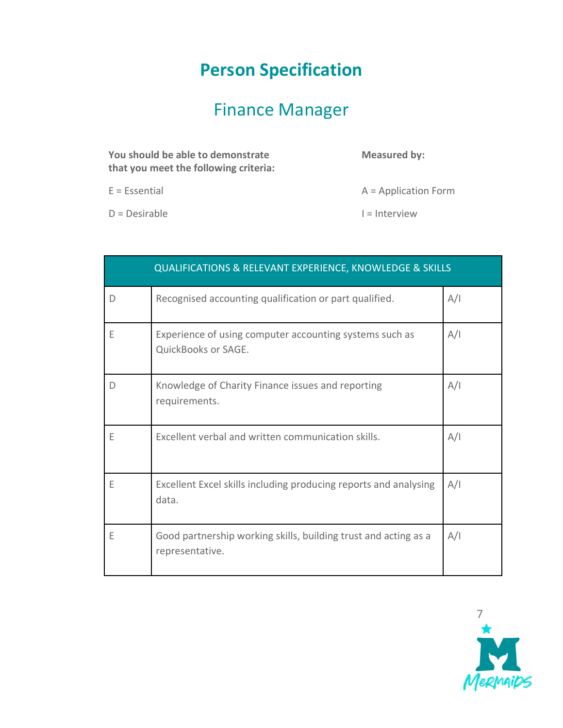# Person Specification

## Finance Manager

**You should be able to demonstrate that you meet the following criteria:**

E = Essential

D = Desirable

**Measured by:**

A = Application Form

I = Interview

| QUALIFICATIONS & RELEVANT EXPERIENCE, KNOWLEDGE & SKILLS | | |
|---|---|---|
| D | Recognised accounting qualification or part qualified. | A/I |
| E | Experience of using computer accounting systems such as QuickBooks or SAGE. | A/I |
| D | Knowledge of Charity Finance issues and reporting requirements. | A/I |
| E | Excellent verbal and written communication skills. | A/I |
| E | Excellent Excel skills including producing reports and analysing data. | A/I |
| E | Good partnership working skills, building trust and acting as a representative. | A/I |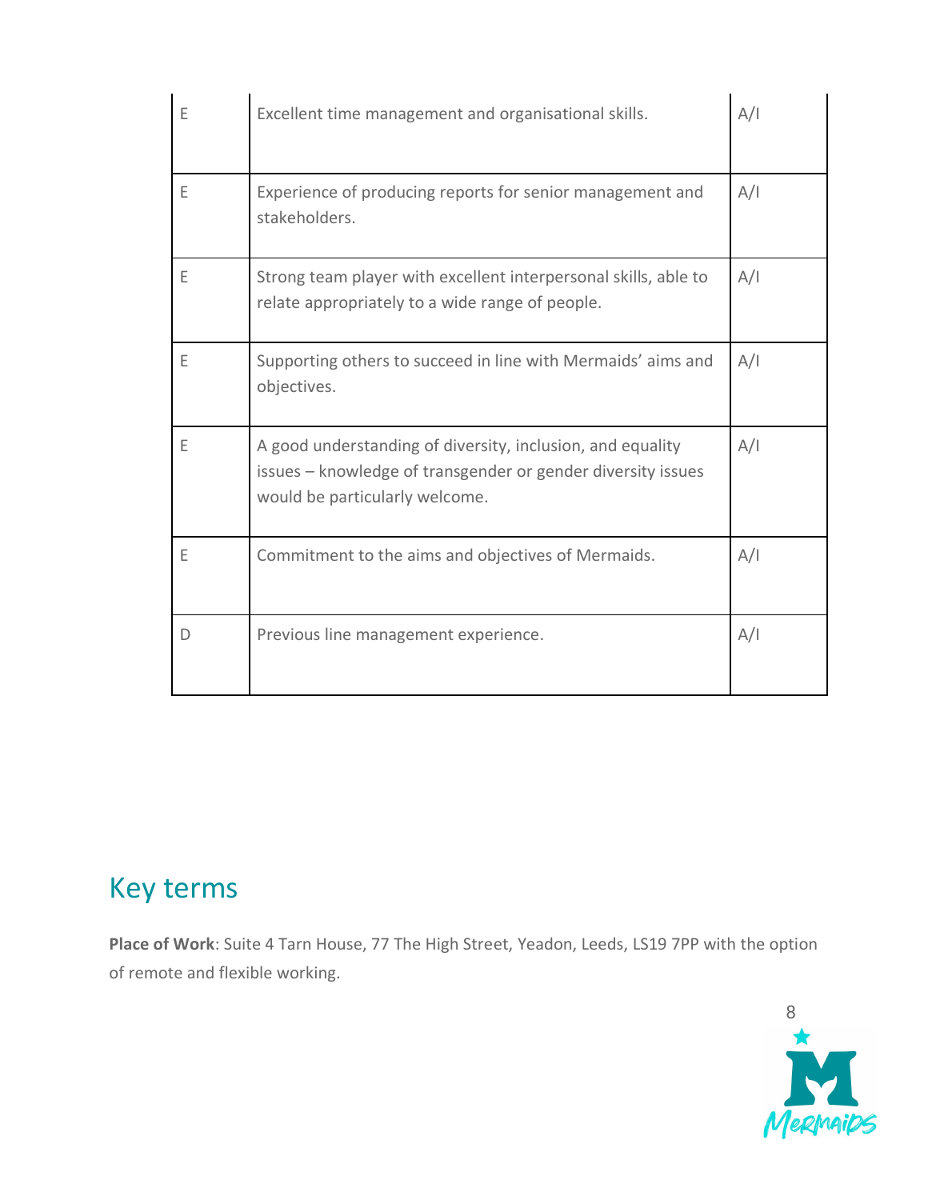| | | |
|---|---|---|
| E | Excellent time management and organisational skills. | A/I |
| E | Experience of producing reports for senior management and stakeholders. | A/I |
| E | Strong team player with excellent interpersonal skills, able to relate appropriately to a wide range of people. | A/I |
| E | Supporting others to succeed in line with Mermaids' aims and objectives. | A/I |
| E | A good understanding of diversity, inclusion, and equality issues – knowledge of transgender or gender diversity issues would be particularly welcome. | A/I |
| E | Commitment to the aims and objectives of Mermaids. | A/I |
| D | Previous line management experience. | A/I |

## Key terms

**Place of Work**: Suite 4 Tarn House, 77 The High Street, Yeadon, Leeds, LS19 7PP with the option of remote and flexible working.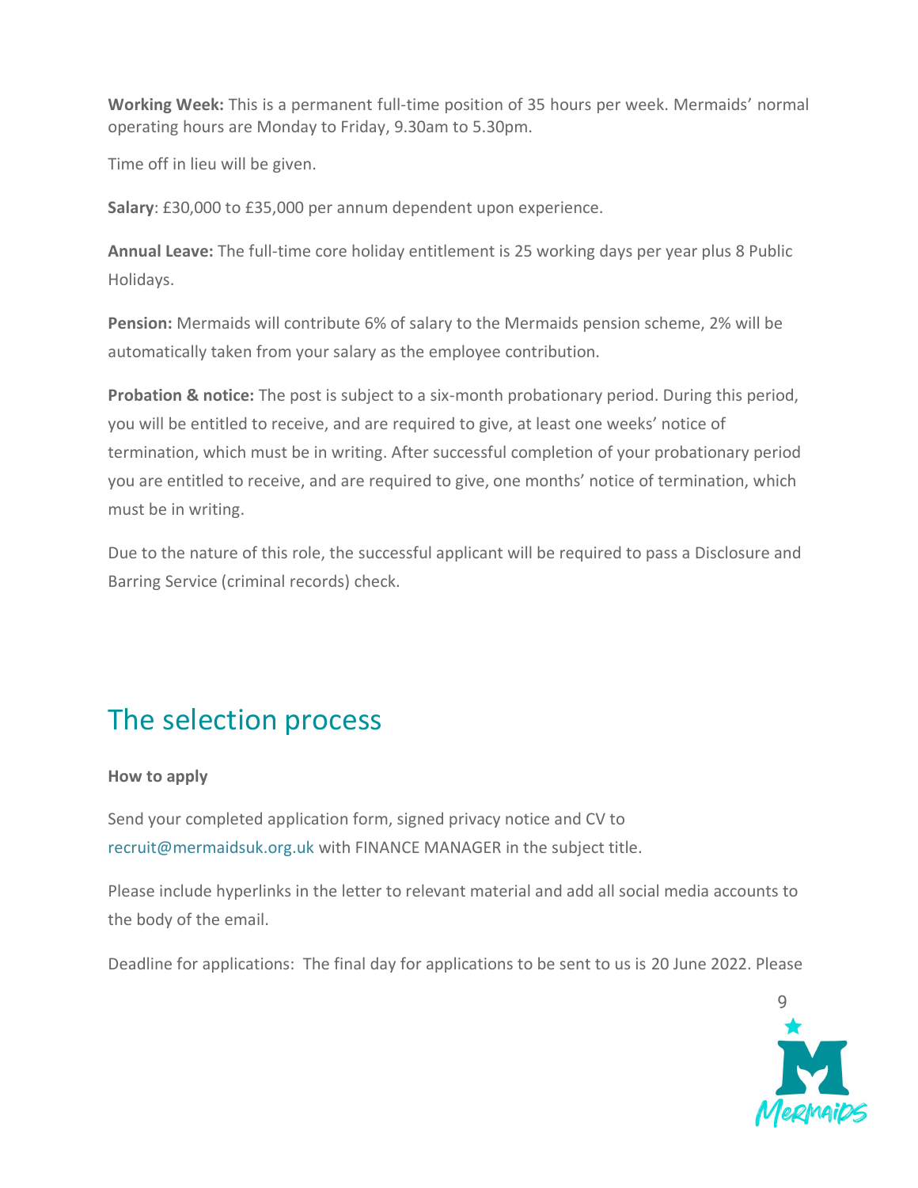**Working Week:** This is a permanent full-time position of 35 hours per week. Mermaids' normal operating hours are Monday to Friday, 9.30am to 5.30pm.

Time off in lieu will be given.

**Salary**: £30,000 to £35,000 per annum dependent upon experience.

**Annual Leave:** The full-time core holiday entitlement is 25 working days per year plus 8 Public Holidays.

**Pension:** Mermaids will contribute 6% of salary to the Mermaids pension scheme, 2% will be automatically taken from your salary as the employee contribution.

**Probation & notice:** The post is subject to a six-month probationary period. During this period, you will be entitled to receive, and are required to give, at least one weeks' notice of termination, which must be in writing. After successful completion of your probationary period you are entitled to receive, and are required to give, one months' notice of termination, which must be in writing.

Due to the nature of this role, the successful applicant will be required to pass a Disclosure and Barring Service (criminal records) check.

# The selection process

**How to apply**

Send your completed application form, signed privacy notice and CV to recruit@mermaidsuk.org.uk with FINANCE MANAGER in the subject title.

Please include hyperlinks in the letter to relevant material and add all social media accounts to the body of the email.

Deadline for applications: The final day for applications to be sent to us is 20 June 2022. Please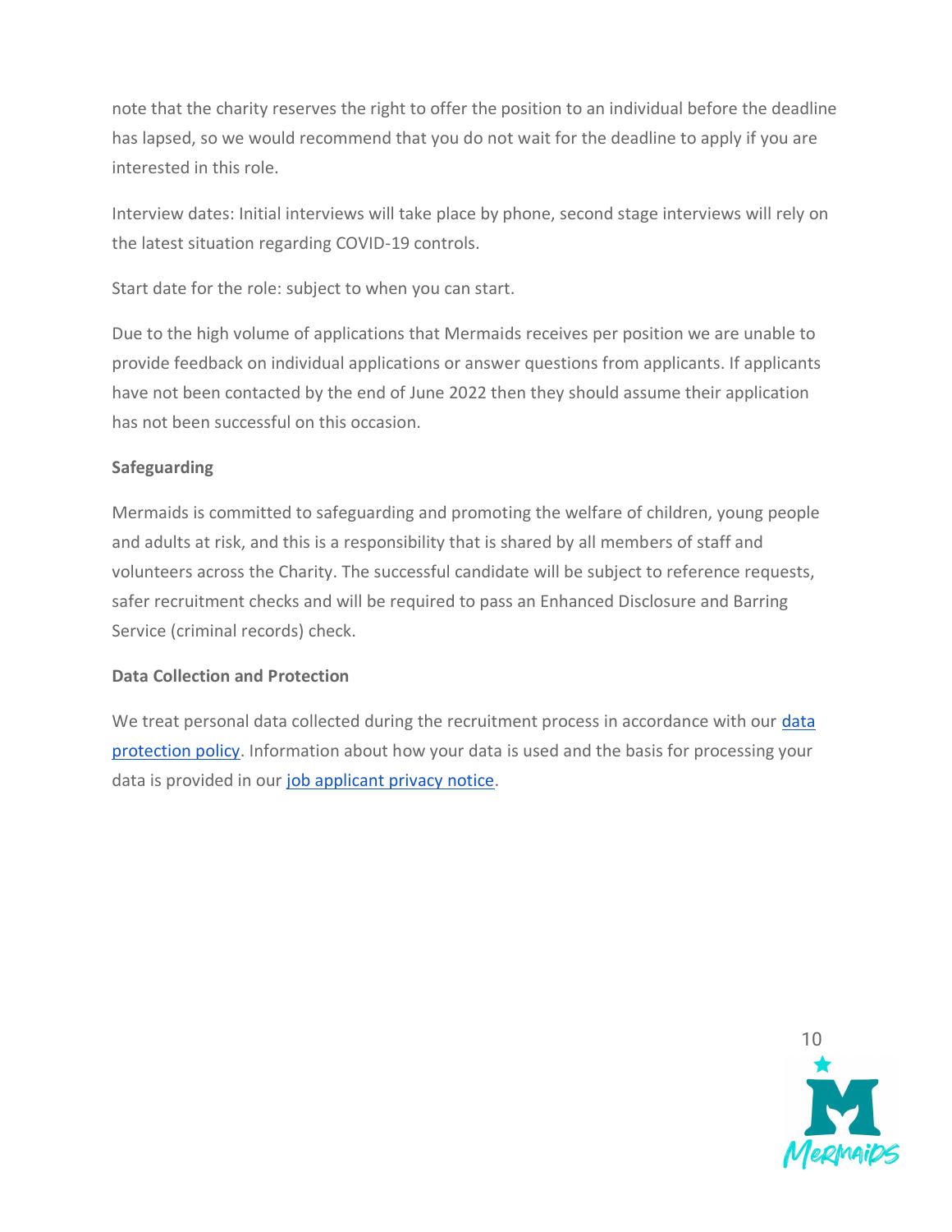note that the charity reserves the right to offer the position to an individual before the deadline has lapsed, so we would recommend that you do not wait for the deadline to apply if you are interested in this role.

Interview dates: Initial interviews will take place by phone, second stage interviews will rely on the latest situation regarding COVID-19 controls.

Start date for the role: subject to when you can start.

Due to the high volume of applications that Mermaids receives per position we are unable to provide feedback on individual applications or answer questions from applicants. If applicants have not been contacted by the end of June 2022 then they should assume their application has not been successful on this occasion.

**Safeguarding**

Mermaids is committed to safeguarding and promoting the welfare of children, young people and adults at risk, and this is a responsibility that is shared by all members of staff and volunteers across the Charity. The successful candidate will be subject to reference requests, safer recruitment checks and will be required to pass an Enhanced Disclosure and Barring Service (criminal records) check.

**Data Collection and Protection**

We treat personal data collected during the recruitment process in accordance with our data protection policy. Information about how your data is used and the basis for processing your data is provided in our job applicant privacy notice.